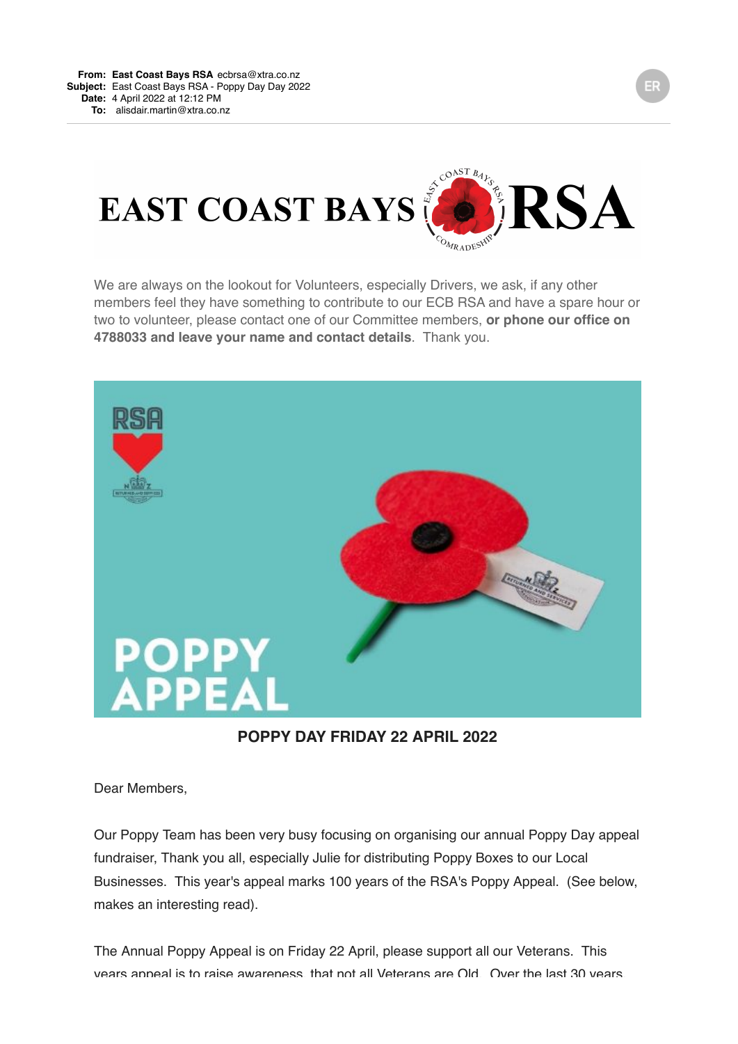**From:** **East Coast Bays RSA** ecbrsa@xtra.co.nz
**Subject:** East Coast Bays RSA - Poppy Day Day 2022
**Date:** 4 April 2022 at 12:12 PM
**To:** alisdair.martin@xtra.co.nz

# EAST COAST BAYS RSA

We are always on the lookout for Volunteers, especially Drivers, we ask, if any other members feel they have something to contribute to our ECB RSA and have a spare hour or two to volunteer, please contact one of our Committee members, **or phone our office on 4788033 and leave your name and contact details**. Thank you.

**POPPY DAY FRIDAY 22 APRIL 2022**

Dear Members,

Our Poppy Team has been very busy focusing on organising our annual Poppy Day appeal fundraiser, Thank you all, especially Julie for distributing Poppy Boxes to our Local Businesses. This year's appeal marks 100 years of the RSA's Poppy Appeal. (See below, makes an interesting read).

The Annual Poppy Appeal is on Friday 22 April, please support all our Veterans. This years appeal is to raise awareness that not all Veterans are Old. Over the last 30 years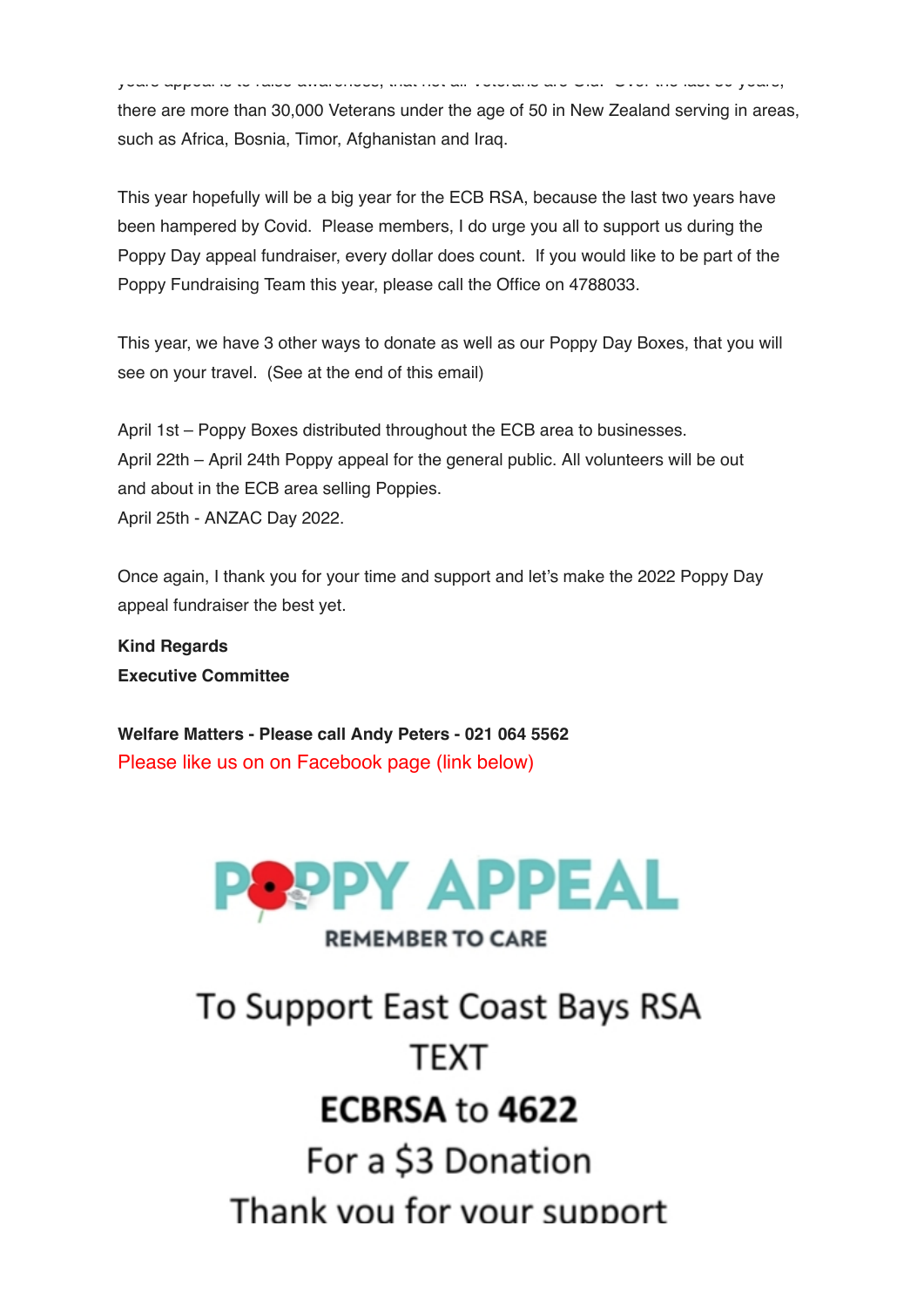there are more than 30,000 Veterans under the age of 50 in New Zealand serving in areas, such as Africa, Bosnia, Timor, Afghanistan and Iraq.

This year hopefully will be a big year for the ECB RSA, because the last two years have been hampered by Covid. Please members, I do urge you all to support us during the Poppy Day appeal fundraiser, every dollar does count. If you would like to be part of the Poppy Fundraising Team this year, please call the Office on 4788033.

This year, we have 3 other ways to donate as well as our Poppy Day Boxes, that you will see on your travel. (See at the end of this email)

April 1st – Poppy Boxes distributed throughout the ECB area to businesses.
April 22th – April 24th Poppy appeal for the general public. All volunteers will be out and about in the ECB area selling Poppies.
April 25th - ANZAC Day 2022.

Once again, I thank you for your time and support and let's make the 2022 Poppy Day appeal fundraiser the best yet.

**Kind Regards**
**Executive Committee**

**Welfare Matters - Please call Andy Peters - 021 064 5562**
Please like us on on Facebook page (link below)

POPPY APPEAL

REMEMBER TO CARE

To Support East Coast Bays RSA

TEXT

**ECBRSA** to **4622**

For a $3 Donation

Thank you for your support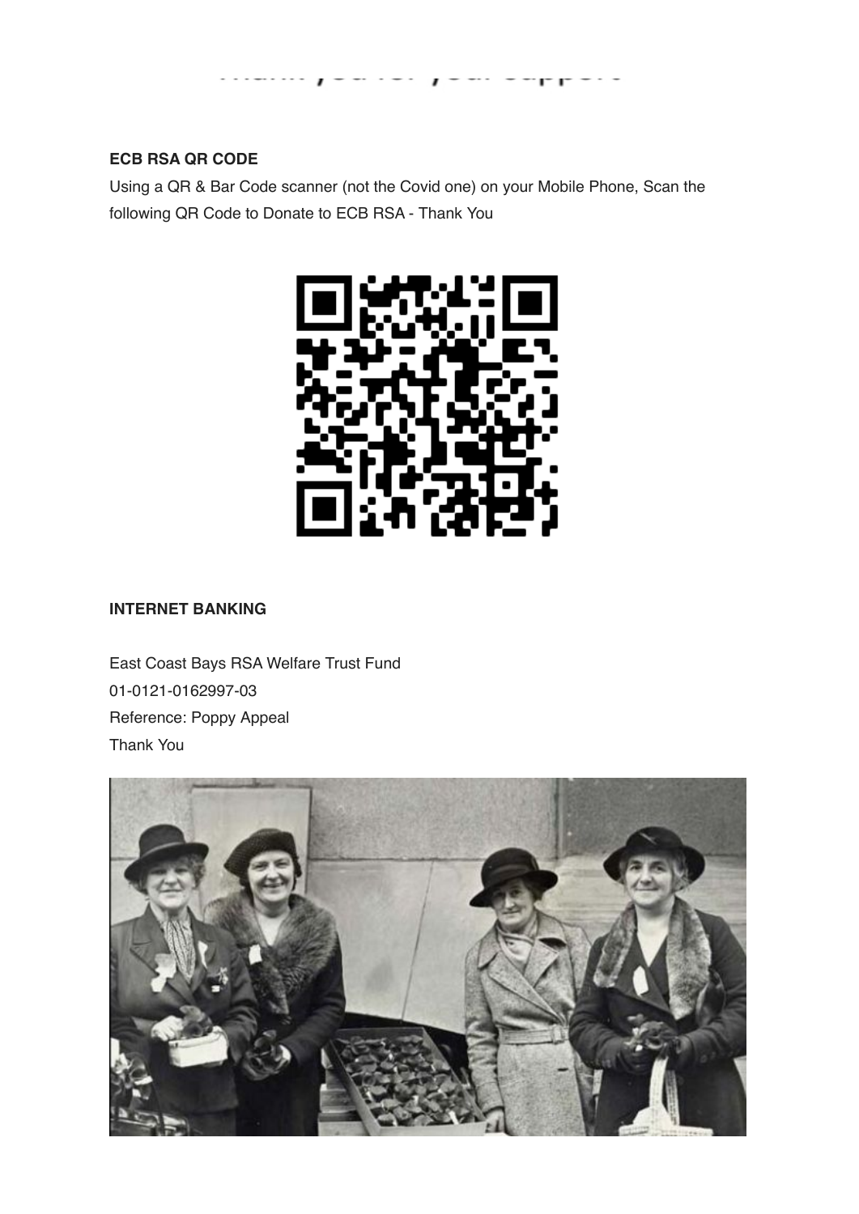Thank you for your support

**ECB RSA QR CODE**

Using a QR & Bar Code scanner (not the Covid one) on your Mobile Phone, Scan the following QR Code to Donate to ECB RSA - Thank You

**INTERNET BANKING**

East Coast Bays RSA Welfare Trust Fund
01-0121-0162997-03
Reference: Poppy Appeal
Thank You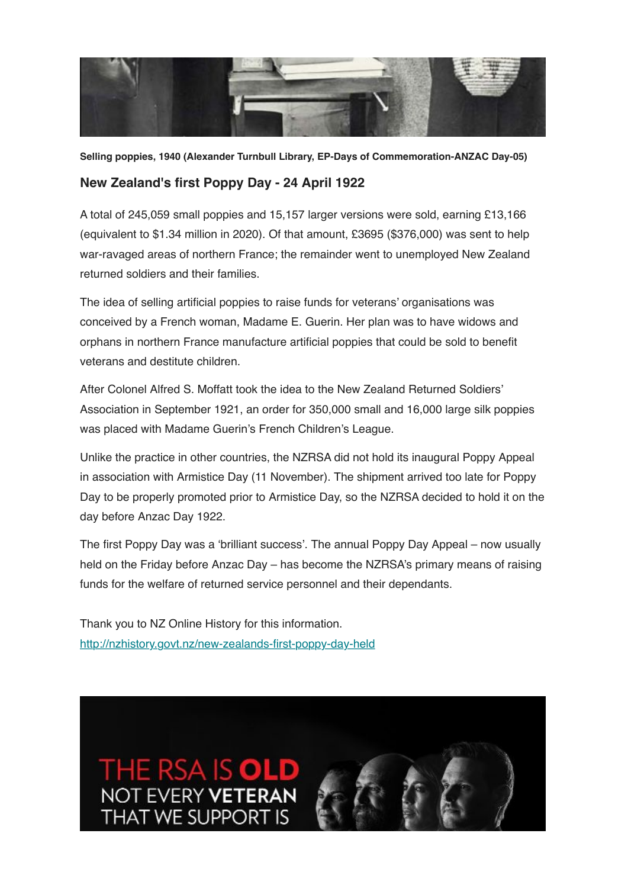**Selling poppies, 1940 (Alexander Turnbull Library, EP-Days of Commemoration-ANZAC Day-05)**

### New Zealand's first Poppy Day - 24 April 1922

A total of 245,059 small poppies and 15,157 larger versions were sold, earning £13,166 (equivalent to $1.34 million in 2020). Of that amount, £3695 ($376,000) was sent to help war-ravaged areas of northern France; the remainder went to unemployed New Zealand returned soldiers and their families.

The idea of selling artificial poppies to raise funds for veterans' organisations was conceived by a French woman, Madame E. Guerin. Her plan was to have widows and orphans in northern France manufacture artificial poppies that could be sold to benefit veterans and destitute children.

After Colonel Alfred S. Moffatt took the idea to the New Zealand Returned Soldiers' Association in September 1921, an order for 350,000 small and 16,000 large silk poppies was placed with Madame Guerin's French Children's League.

Unlike the practice in other countries, the NZRSA did not hold its inaugural Poppy Appeal in association with Armistice Day (11 November). The shipment arrived too late for Poppy Day to be properly promoted prior to Armistice Day, so the NZRSA decided to hold it on the day before Anzac Day 1922.

The first Poppy Day was a 'brilliant success'. The annual Poppy Day Appeal – now usually held on the Friday before Anzac Day – has become the NZRSA's primary means of raising funds for the welfare of returned service personnel and their dependants.

Thank you to NZ Online History for this information.
http://nzhistory.govt.nz/new-zealands-first-poppy-day-held

THE RSA IS **OLD**
NOT EVERY **VETERAN**
THAT WE SUPPORT IS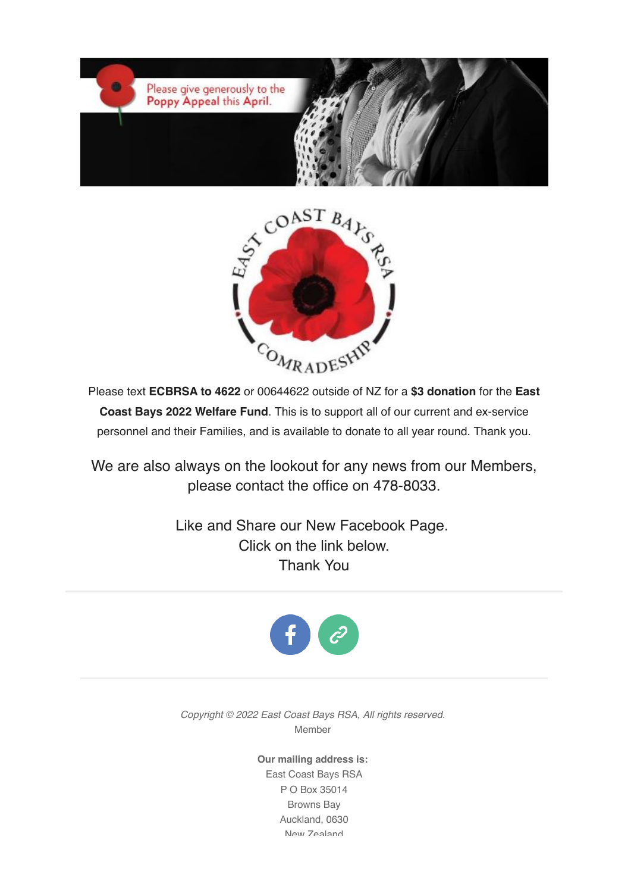Please text **ECBRSA to 4622** or 00644622 outside of NZ for a **$3 donation** for the **East Coast Bays 2022 Welfare Fund**. This is to support all of our current and ex-service personnel and their Families, and is available to donate to all year round. Thank you.

We are also always on the lookout for any news from our Members, please contact the office on 478-8033.

Like and Share our New Facebook Page.
Click on the link below.
Thank You

---

*Copyright © 2022 East Coast Bays RSA, All rights reserved.*
Member

**Our mailing address is:**
East Coast Bays RSA
P O Box 35014
Browns Bay
Auckland, 0630
New Zealand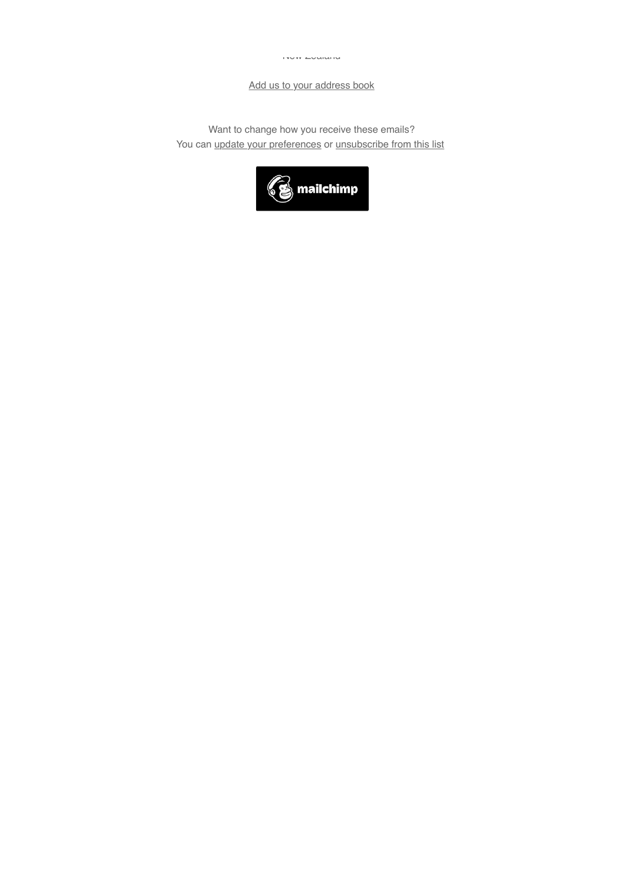New Zealand

Add us to your address book

Want to change how you receive these emails?
You can update your preferences or unsubscribe from this list